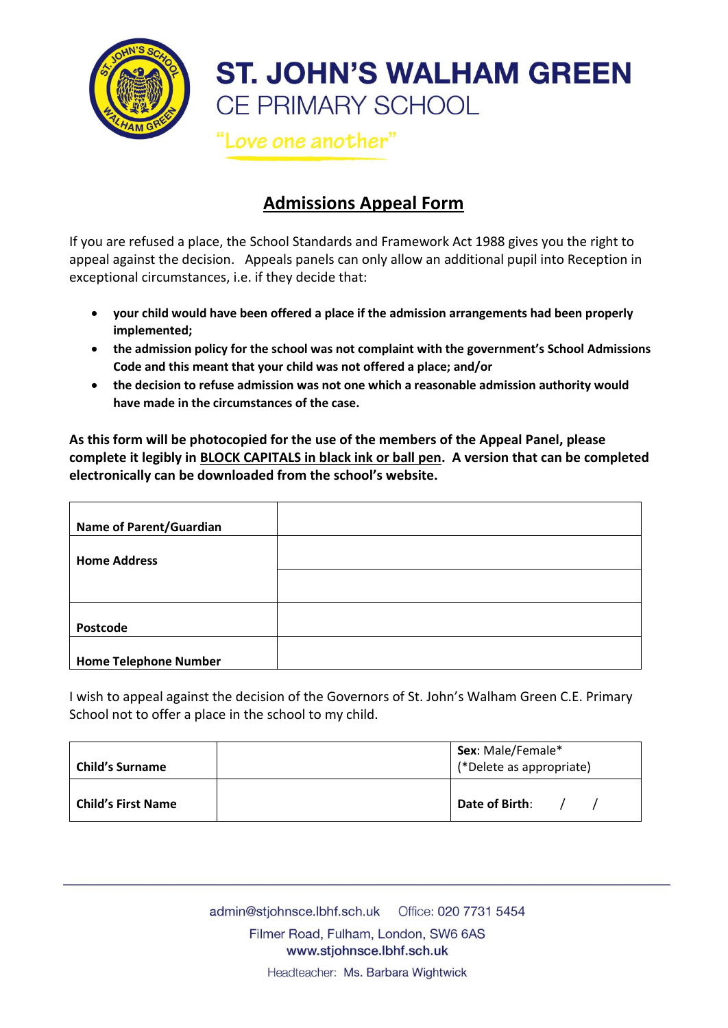# ST. JOHN'S WALHAM GREEN
## CE PRIMARY SCHOOL

"Love one another"

## Admissions Appeal Form

If you are refused a place, the School Standards and Framework Act 1988 gives you the right to appeal against the decision. Appeals panels can only allow an additional pupil into Reception in exceptional circumstances, i.e. if they decide that:

- **your child would have been offered a place if the admission arrangements had been properly implemented;**
- **the admission policy for the school was not complaint with the government's School Admissions Code and this meant that your child was not offered a place; and/or**
- **the decision to refuse admission was not one which a reasonable admission authority would have made in the circumstances of the case.**

**As this form will be photocopied for the use of the members of the Appeal Panel, please complete it legibly in <u>BLOCK CAPITALS in black ink or ball pen</u>. A version that can be completed electronically can be downloaded from the school's website.**

| | |
|---|---|
| **Name of Parent/Guardian** | |
| **Home Address** | |
| | |
| **Postcode** | |
| **Home Telephone Number** | |

I wish to appeal against the decision of the Governors of St. John's Walham Green C.E. Primary School not to offer a place in the school to my child.

| | | |
|---|---|---|
| **Child's Surname** | | **Sex**: Male/Female* (*Delete as appropriate) |
| **Child's First Name** | | **Date of Birth**: / / |

admin@stjohnsce.lbhf.sch.uk Office: 020 7731 5454
Filmer Road, Fulham, London, SW6 6AS
www.stjohnsce.lbhf.sch.uk
Headteacher: Ms. Barbara Wightwick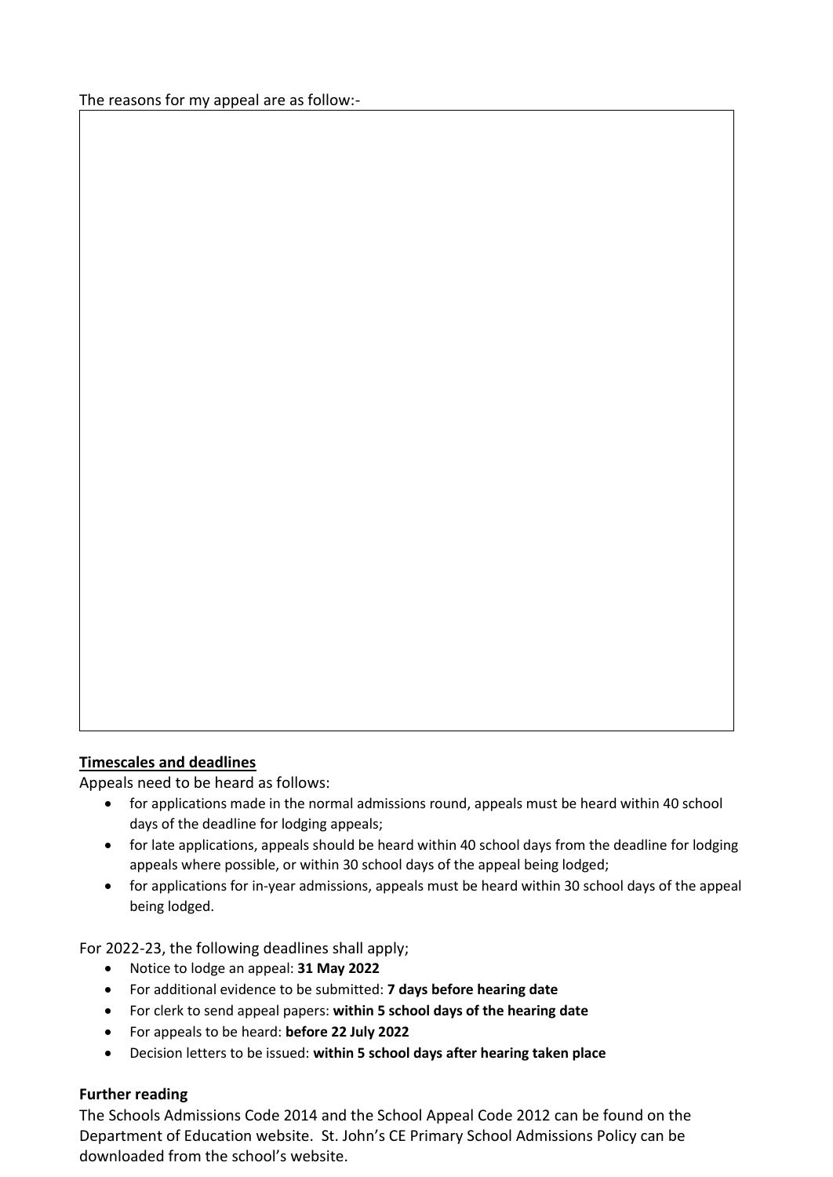The reasons for my appeal are as follow:-

**<u>Timescales and deadlines</u>**

Appeals need to be heard as follows:

- for applications made in the normal admissions round, appeals must be heard within 40 school days of the deadline for lodging appeals;
- for late applications, appeals should be heard within 40 school days from the deadline for lodging appeals where possible, or within 30 school days of the appeal being lodged;
- for applications for in-year admissions, appeals must be heard within 30 school days of the appeal being lodged.

For 2022-23, the following deadlines shall apply;

- Notice to lodge an appeal: **31 May 2022**
- For additional evidence to be submitted: **7 days before hearing date**
- For clerk to send appeal papers: **within 5 school days of the hearing date**
- For appeals to be heard: **before 22 July 2022**
- Decision letters to be issued: **within 5 school days after hearing taken place**

**Further reading**

The Schools Admissions Code 2014 and the School Appeal Code 2012 can be found on the Department of Education website. St. John's CE Primary School Admissions Policy can be downloaded from the school's website.